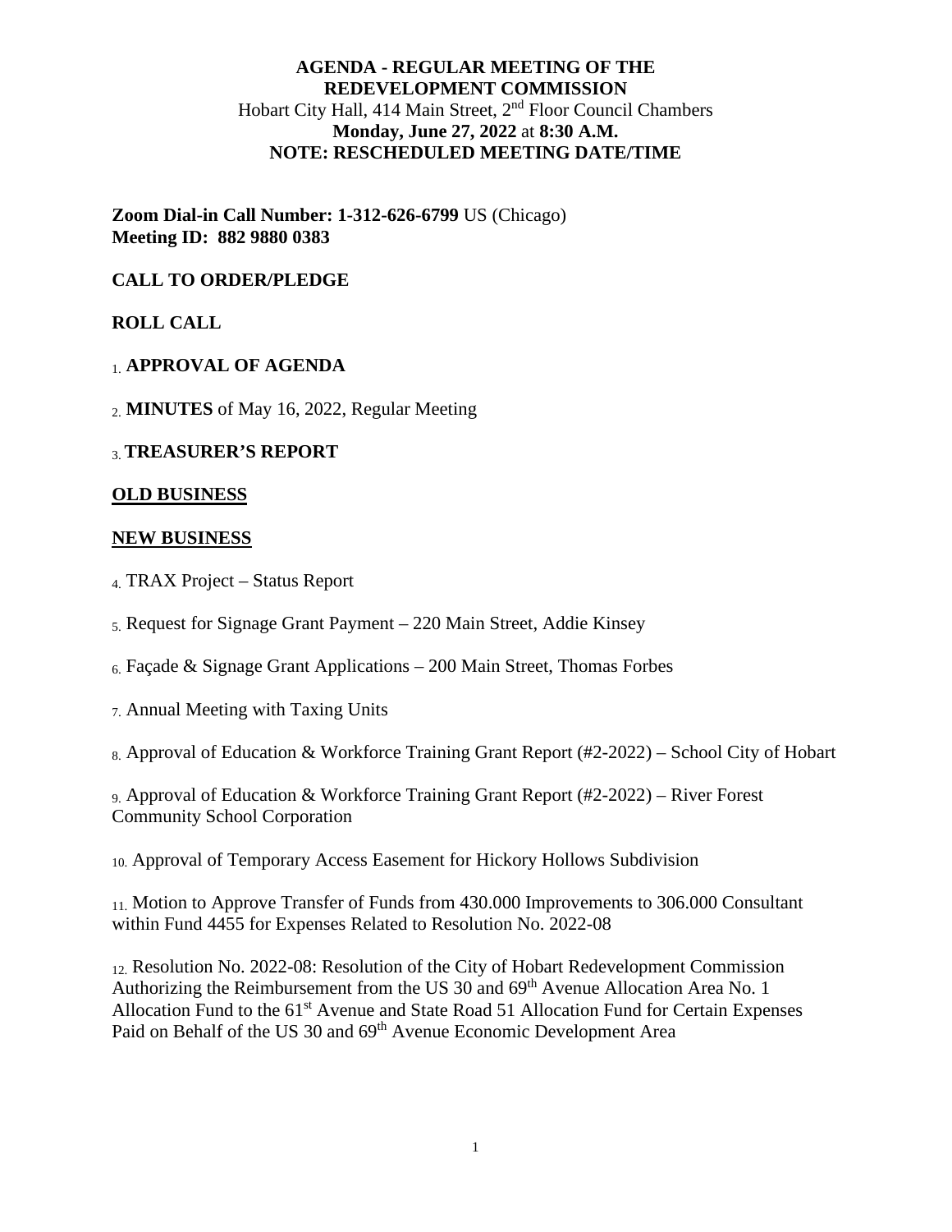**AGENDA - REGULAR MEETING OF THE REDEVELOPMENT COMMISSION**
Hobart City Hall, 414 Main Street, 2nd Floor Council Chambers
**Monday, June 27, 2022** at **8:30 A.M.**
**NOTE: RESCHEDULED MEETING DATE/TIME**

**Zoom Dial-in Call Number: 1-312-626-6799** US (Chicago)
**Meeting ID: 882 9880 0383**

**CALL TO ORDER/PLEDGE**

**ROLL CALL**

1. **APPROVAL OF AGENDA**

2. **MINUTES** of May 16, 2022, Regular Meeting

3. **TREASURER'S REPORT**

**OLD BUSINESS**

**NEW BUSINESS**

4. TRAX Project – Status Report

5. Request for Signage Grant Payment – 220 Main Street, Addie Kinsey

6. Façade & Signage Grant Applications – 200 Main Street, Thomas Forbes

7. Annual Meeting with Taxing Units

8. Approval of Education & Workforce Training Grant Report (#2-2022) – School City of Hobart

9. Approval of Education & Workforce Training Grant Report (#2-2022) – River Forest Community School Corporation

10. Approval of Temporary Access Easement for Hickory Hollows Subdivision

11. Motion to Approve Transfer of Funds from 430.000 Improvements to 306.000 Consultant within Fund 4455 for Expenses Related to Resolution No. 2022-08

12. Resolution No. 2022-08: Resolution of the City of Hobart Redevelopment Commission Authorizing the Reimbursement from the US 30 and 69th Avenue Allocation Area No. 1 Allocation Fund to the 61st Avenue and State Road 51 Allocation Fund for Certain Expenses Paid on Behalf of the US 30 and 69th Avenue Economic Development Area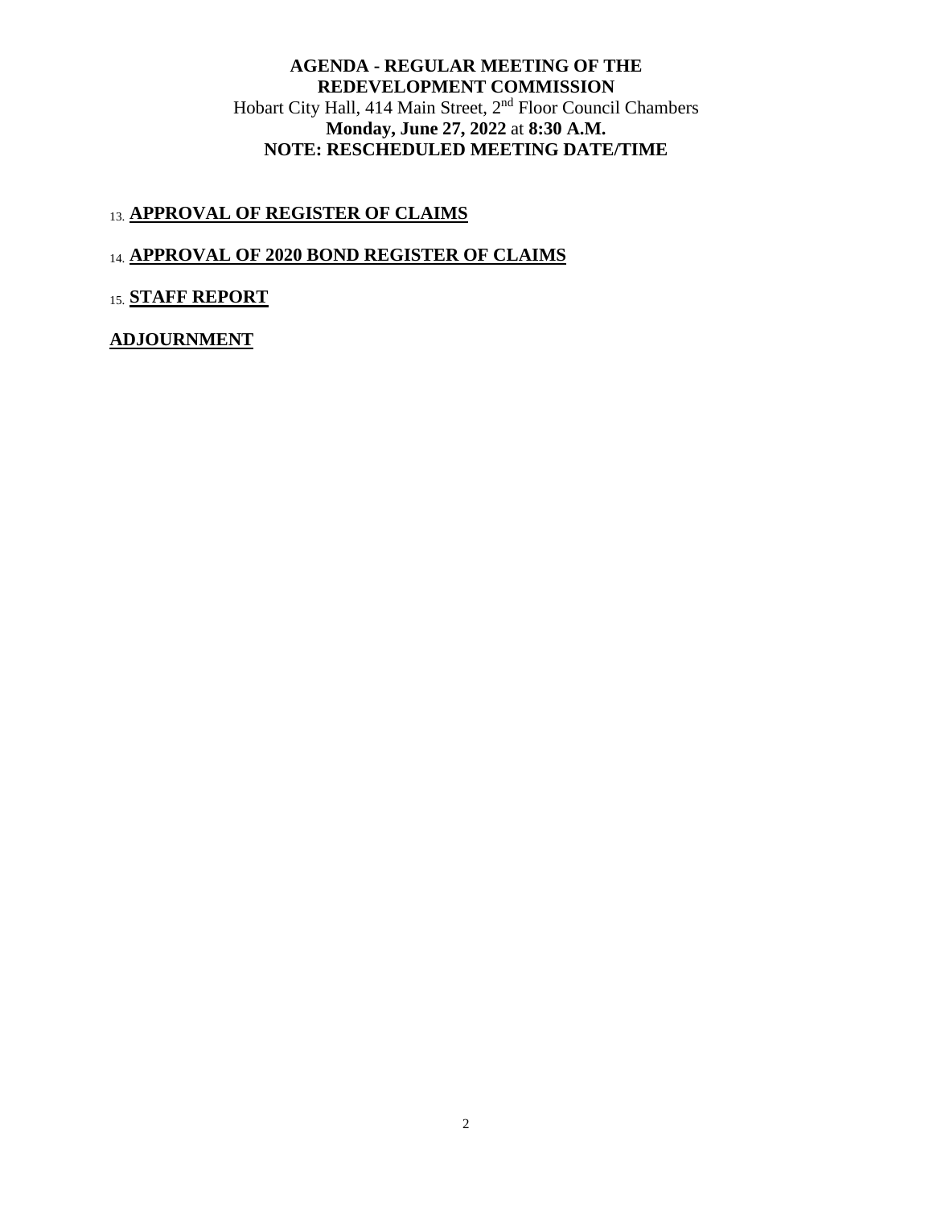**AGENDA - REGULAR MEETING OF THE REDEVELOPMENT COMMISSION**

Hobart City Hall, 414 Main Street, 2nd Floor Council Chambers

**Monday, June 27, 2022** at **8:30 A.M.**

**NOTE: RESCHEDULED MEETING DATE/TIME**

13. **APPROVAL OF REGISTER OF CLAIMS**

14. **APPROVAL OF 2020 BOND REGISTER OF CLAIMS**

15. **STAFF REPORT**

**ADJOURNMENT**